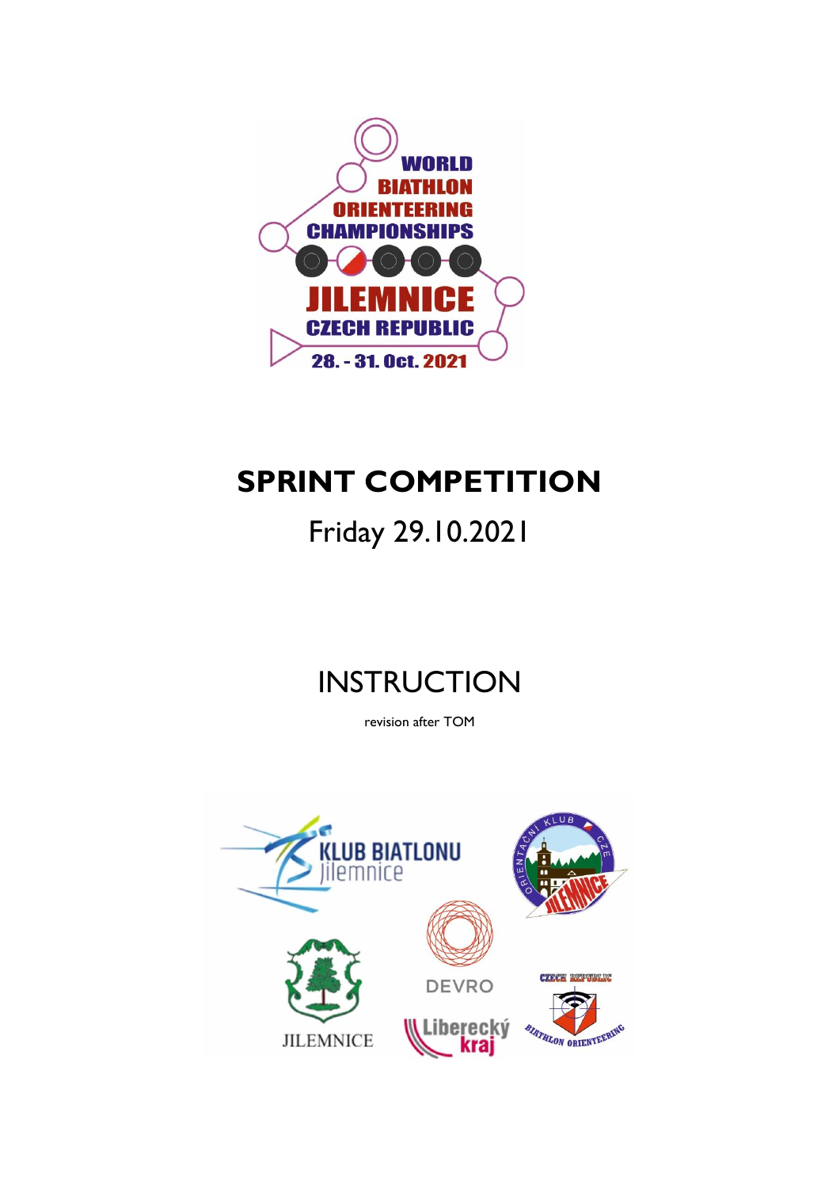WORLD BIATHLON ORIENTEERING CHAMPIONSHIPS

JILEMNICE

CZECH REPUBLIC

28. - 31. Oct. 2021

# SPRINT COMPETITION

## Friday 29.10.2021

# INSTRUCTION

revision after TOM

KLUB BIATLONU Jilemnice

ORIENTAČNÍ KLUB CZE JILEMNICE

JILEMNICE

DEVRO

Liberecký kraj

CZECH REPUBLIC BIATHLON ORIENTEERING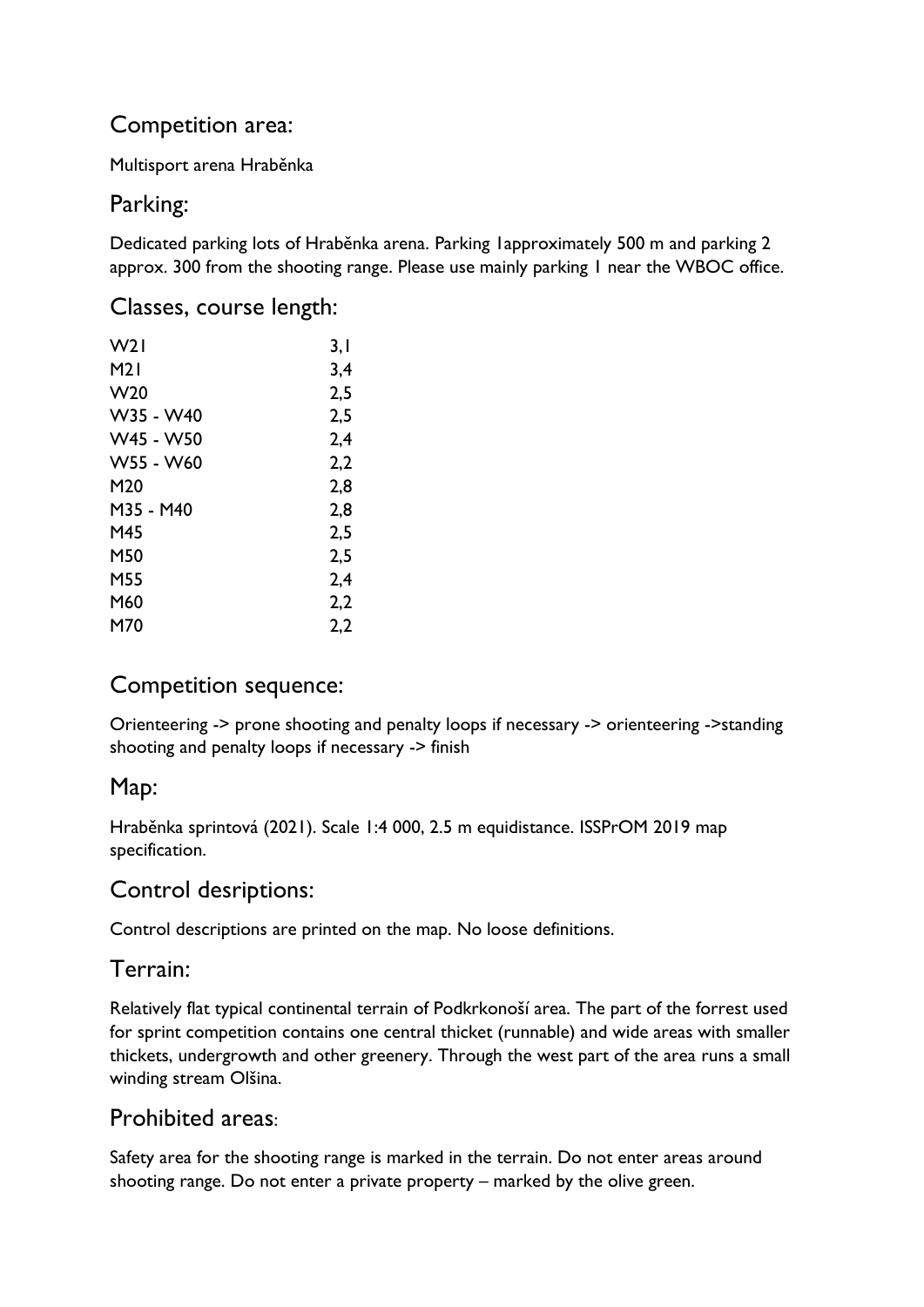## Competition area:

Multisport arena Hraběnka

## Parking:

Dedicated parking lots of Hraběnka arena. Parking 1approximately 500 m and parking 2 approx. 300 from the shooting range. Please use mainly parking 1 near the WBOC office.

## Classes, course length:

| | |
|---|---|
| W21 | 3,1 |
| M21 | 3,4 |
| W20 | 2,5 |
| W35 - W40 | 2,5 |
| W45 - W50 | 2,4 |
| W55 - W60 | 2,2 |
| M20 | 2,8 |
| M35 - M40 | 2,8 |
| M45 | 2,5 |
| M50 | 2,5 |
| M55 | 2,4 |
| M60 | 2,2 |
| M70 | 2,2 |

## Competition sequence:

Orienteering -> prone shooting and penalty loops if necessary -> orienteering ->standing shooting and penalty loops if necessary -> finish

## Map:

Hraběnka sprintová (2021). Scale 1:4 000, 2.5 m equidistance. ISSPrOM 2019 map specification.

## Control desriptions:

Control descriptions are printed on the map. No loose definitions.

## Terrain:

Relatively flat typical continental terrain of Podkrkonoší area. The part of the forrest used for sprint competition contains one central thicket (runnable) and wide areas with smaller thickets, undergrowth and other greenery. Through the west part of the area runs a small winding stream Olšina.

## Prohibited areas:

Safety area for the shooting range is marked in the terrain. Do not enter areas around shooting range. Do not enter a private property – marked by the olive green.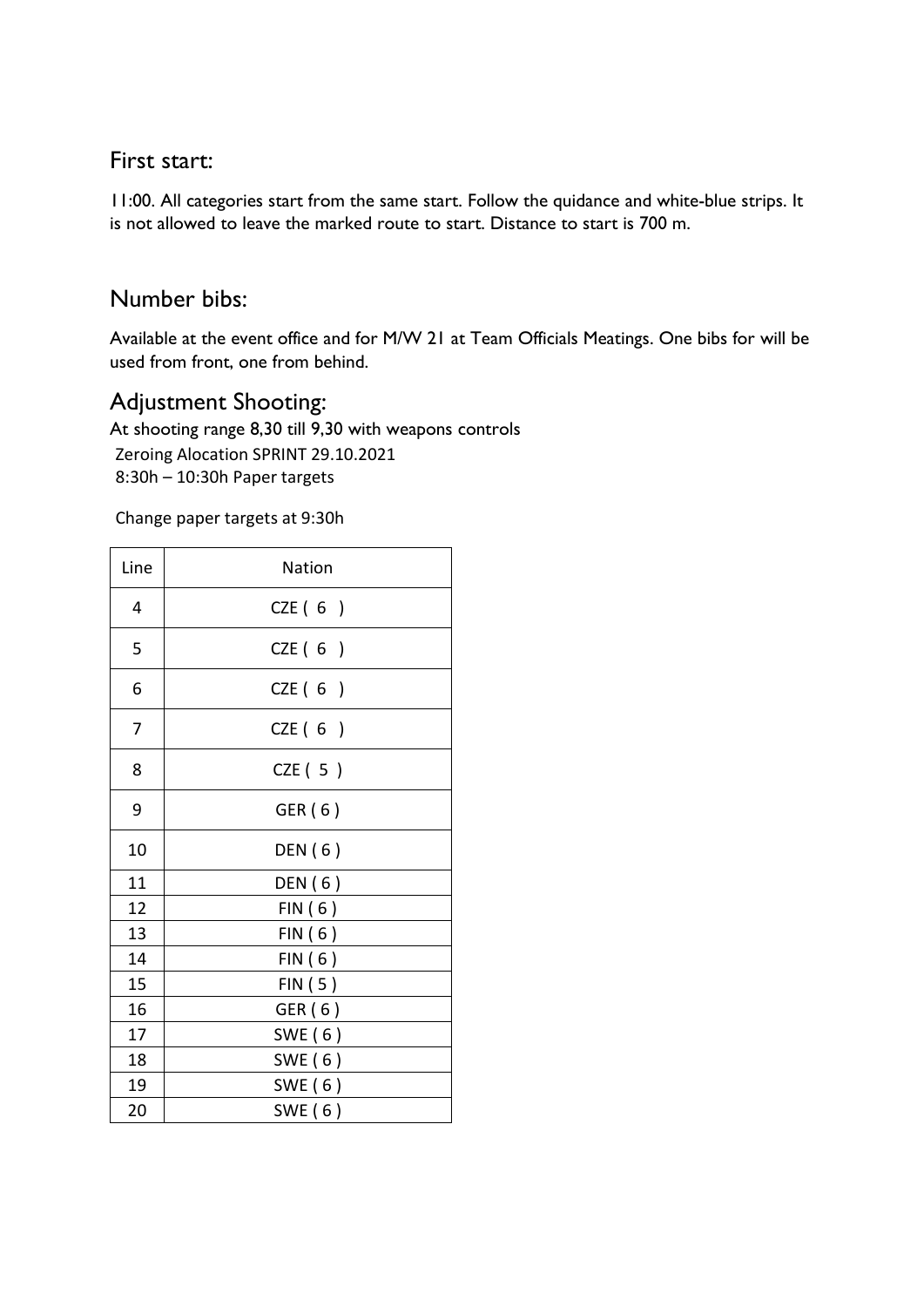## First start:

11:00. All categories start from the same start. Follow the quidance and white-blue strips. It is not allowed to leave the marked route to start. Distance to start is 700 m.

## Number bibs:

Available at the event office and for M/W 21 at Team Officials Meatings. One bibs for will be used from front, one from behind.

## Adjustment Shooting:

At shooting range 8,30 till 9,30 with weapons controls
Zeroing Alocation SPRINT 29.10.2021
8:30h – 10:30h Paper targets

Change paper targets at 9:30h

| Line | Nation |
|---|---|
| 4 | CZE ( 6 ) |
| 5 | CZE ( 6 ) |
| 6 | CZE ( 6 ) |
| 7 | CZE ( 6 ) |
| 8 | CZE ( 5 ) |
| 9 | GER ( 6 ) |
| 10 | DEN ( 6 ) |
| 11 | DEN ( 6 ) |
| 12 | FIN ( 6 ) |
| 13 | FIN ( 6 ) |
| 14 | FIN ( 6 ) |
| 15 | FIN ( 5 ) |
| 16 | GER ( 6 ) |
| 17 | SWE ( 6 ) |
| 18 | SWE ( 6 ) |
| 19 | SWE ( 6 ) |
| 20 | SWE ( 6 ) |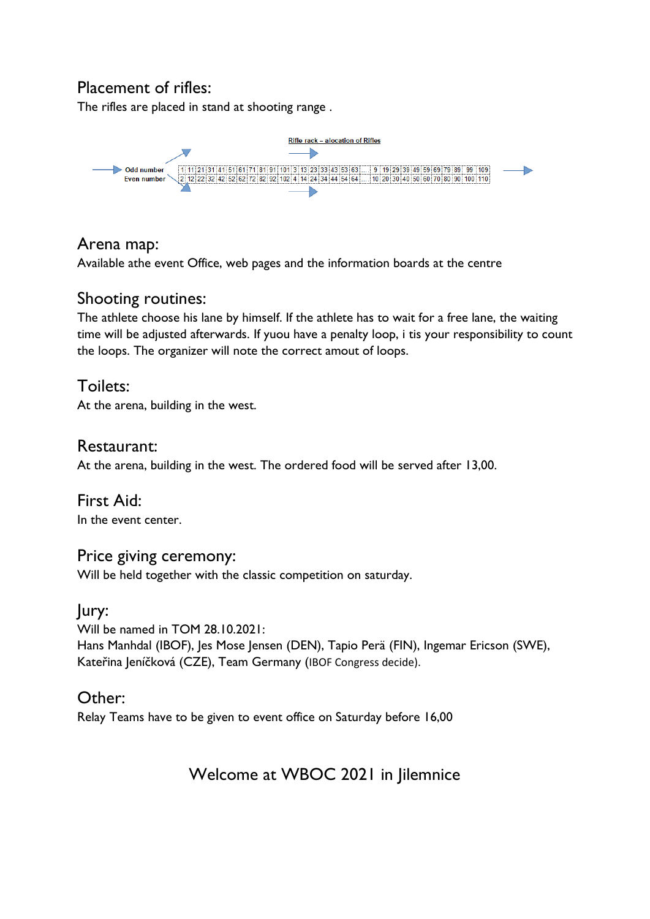## Placement of rifles:

The rifles are placed in stand at shooting range .

Rifle rack – alocation of Rifles

| | | | | | | | | | | | | | | | | | | | | | | | | | | | | | | |
|---|---|---|---|---|---|---|---|---|---|---|---|---|---|---|---|---|---|---|---|---|---|---|---|---|---|---|---|---|---|---|
| Odd number | 1 | 11 | 21 | 31 | 41 | 51 | 61 | 71 | 81 | 91 | 101 | 3 | 13 | 23 | 33 | 43 | 53 | 63 | ... | 9 | 19 | 29 | 39 | 49 | 59 | 69 | 79 | 89 | 99 | 109 |
| Even number | 2 | 12 | 22 | 32 | 42 | 52 | 62 | 72 | 82 | 92 | 102 | 4 | 14 | 24 | 34 | 44 | 54 | 64 | ... | 10 | 20 | 30 | 40 | 50 | 60 | 70 | 80 | 90 | 100 | 110 |

## Arena map:

Available athe event Office, web pages and the information boards at the centre

## Shooting routines:

The athlete choose his lane by himself. If the athlete has to wait for a free lane, the waiting time will be adjusted afterwards. If yuou have a penalty loop, i tis your responsibility to count the loops. The organizer will note the correct amout of loops.

## Toilets:

At the arena, building in the west.

## Restaurant:

At the arena, building in the west. The ordered food will be served after 13,00.

## First Aid:

In the event center.

## Price giving ceremony:

Will be held together with the classic competition on saturday.

## Jury:

Will be named in TOM 28.10.2021:
Hans Manhdal (IBOF), Jes Mose Jensen (DEN), Tapio Perä (FIN), Ingemar Ericson (SWE), Kateřina Jeníčková (CZE), Team Germany (IBOF Congress decide).

## Other:

Relay Teams have to be given to event office on Saturday before 16,00

# Welcome at WBOC 2021 in Jilemnice